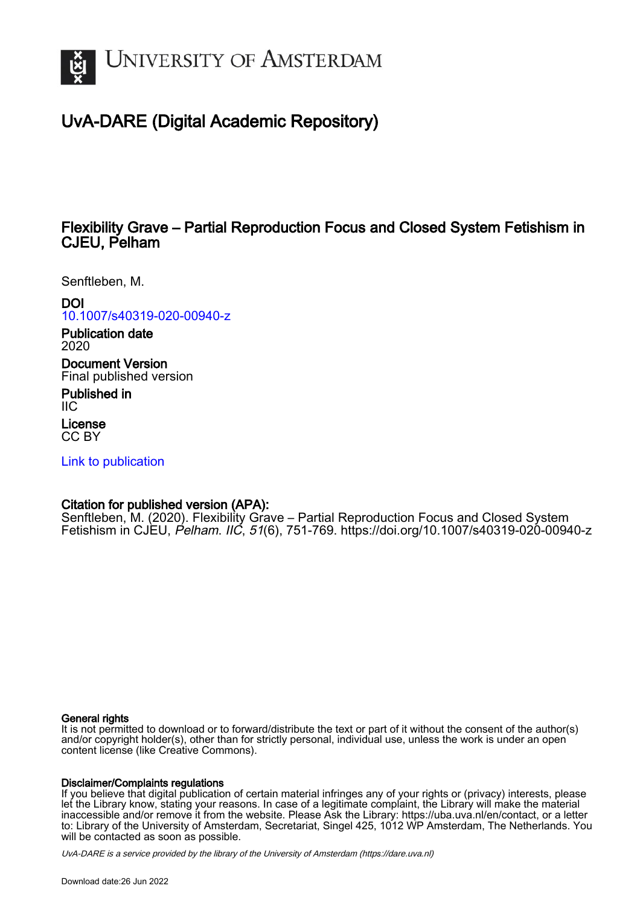UNIVERSITY OF AMSTERDAM

# UvA-DARE (Digital Academic Repository)

## Flexibility Grave – Partial Reproduction Focus and Closed System Fetishism in CJEU, Pelham

Senftleben, M.

**DOI**
10.1007/s40319-020-00940-z

**Publication date**
2020

**Document Version**
Final published version

**Published in**
IIC

**License**
CC BY

Link to publication

**Citation for published version (APA):**
Senftleben, M. (2020). Flexibility Grave – Partial Reproduction Focus and Closed System Fetishism in CJEU, *Pelham*. *IIC*, *51*(6), 751-769. https://doi.org/10.1007/s40319-020-00940-z

**General rights**
It is not permitted to download or to forward/distribute the text or part of it without the consent of the author(s) and/or copyright holder(s), other than for strictly personal, individual use, unless the work is under an open content license (like Creative Commons).

**Disclaimer/Complaints regulations**
If you believe that digital publication of certain material infringes any of your rights or (privacy) interests, please let the Library know, stating your reasons. In case of a legitimate complaint, the Library will make the material inaccessible and/or remove it from the website. Please Ask the Library: https://uba.uva.nl/en/contact, or a letter to: Library of the University of Amsterdam, Secretariat, Singel 425, 1012 WP Amsterdam, The Netherlands. You will be contacted as soon as possible.

*UvA-DARE is a service provided by the library of the University of Amsterdam (https://dare.uva.nl)*

Download date:26 Jun 2022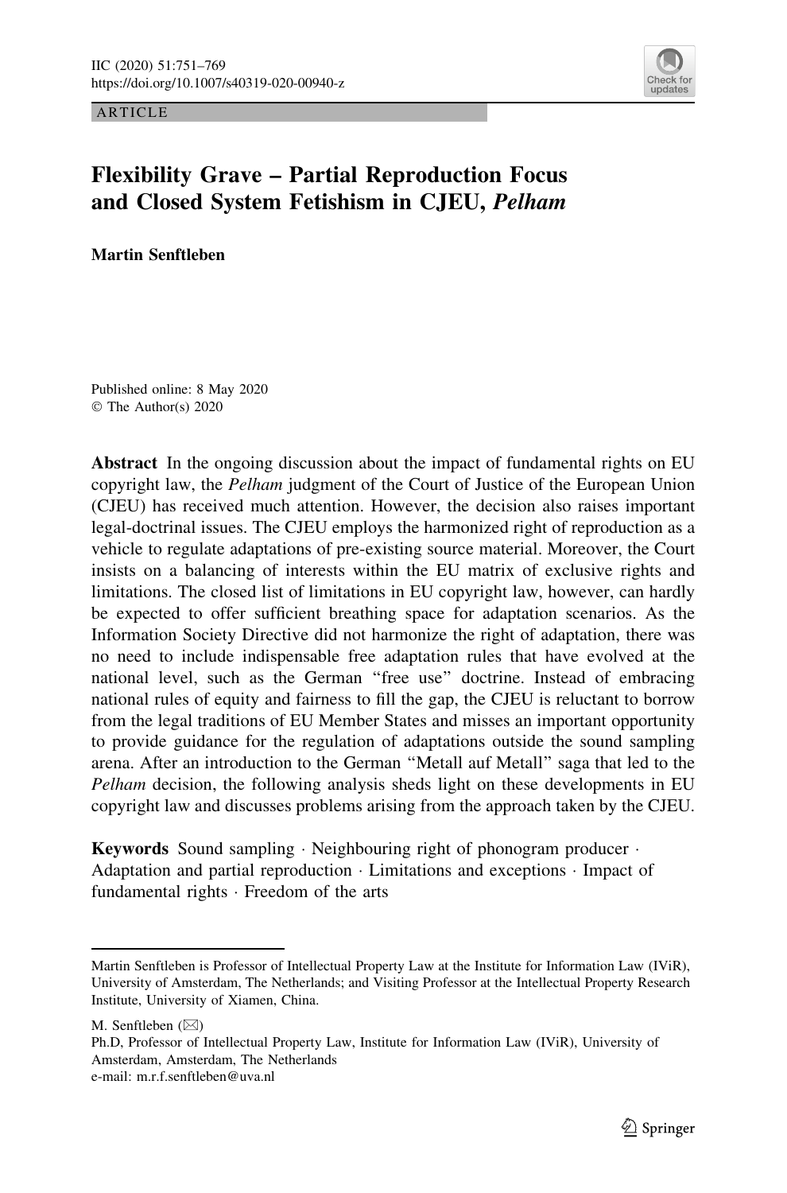ARTICLE

# Flexibility Grave – Partial Reproduction Focus and Closed System Fetishism in CJEU, *Pelham*

**Martin Senftleben**

Published online: 8 May 2020
© The Author(s) 2020

**Abstract** In the ongoing discussion about the impact of fundamental rights on EU copyright law, the *Pelham* judgment of the Court of Justice of the European Union (CJEU) has received much attention. However, the decision also raises important legal-doctrinal issues. The CJEU employs the harmonized right of reproduction as a vehicle to regulate adaptations of pre-existing source material. Moreover, the Court insists on a balancing of interests within the EU matrix of exclusive rights and limitations. The closed list of limitations in EU copyright law, however, can hardly be expected to offer sufficient breathing space for adaptation scenarios. As the Information Society Directive did not harmonize the right of adaptation, there was no need to include indispensable free adaptation rules that have evolved at the national level, such as the German "free use" doctrine. Instead of embracing national rules of equity and fairness to fill the gap, the CJEU is reluctant to borrow from the legal traditions of EU Member States and misses an important opportunity to provide guidance for the regulation of adaptations outside the sound sampling arena. After an introduction to the German "Metall auf Metall" saga that led to the *Pelham* decision, the following analysis sheds light on these developments in EU copyright law and discusses problems arising from the approach taken by the CJEU.

**Keywords** Sound sampling · Neighbouring right of phonogram producer · Adaptation and partial reproduction · Limitations and exceptions · Impact of fundamental rights · Freedom of the arts

---

Martin Senftleben is Professor of Intellectual Property Law at the Institute for Information Law (IViR), University of Amsterdam, The Netherlands; and Visiting Professor at the Intellectual Property Research Institute, University of Xiamen, China.

M. Senftleben (✉)
Ph.D, Professor of Intellectual Property Law, Institute for Information Law (IViR), University of Amsterdam, Amsterdam, The Netherlands
e-mail: m.r.f.senftleben@uva.nl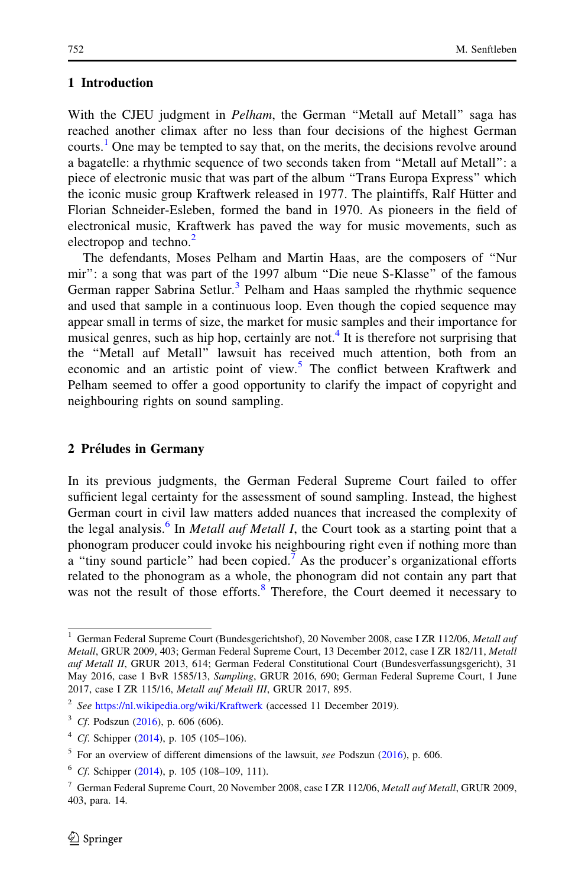## 1 Introduction

With the CJEU judgment in *Pelham*, the German "Metall auf Metall" saga has reached another climax after no less than four decisions of the highest German courts.[1] One may be tempted to say that, on the merits, the decisions revolve around a bagatelle: a rhythmic sequence of two seconds taken from "Metall auf Metall": a piece of electronic music that was part of the album "Trans Europa Express" which the iconic music group Kraftwerk released in 1977. The plaintiffs, Ralf Hütter and Florian Schneider-Esleben, formed the band in 1970. As pioneers in the field of electronical music, Kraftwerk has paved the way for music movements, such as electropop and techno.[2]

The defendants, Moses Pelham and Martin Haas, are the composers of "Nur mir": a song that was part of the 1997 album "Die neue S-Klasse" of the famous German rapper Sabrina Setlur.[3] Pelham and Haas sampled the rhythmic sequence and used that sample in a continuous loop. Even though the copied sequence may appear small in terms of size, the market for music samples and their importance for musical genres, such as hip hop, certainly are not.[4] It is therefore not surprising that the "Metall auf Metall" lawsuit has received much attention, both from an economic and an artistic point of view.[5] The conflict between Kraftwerk and Pelham seemed to offer a good opportunity to clarify the impact of copyright and neighbouring rights on sound sampling.

## 2 Préludes in Germany

In its previous judgments, the German Federal Supreme Court failed to offer sufficient legal certainty for the assessment of sound sampling. Instead, the highest German court in civil law matters added nuances that increased the complexity of the legal analysis.[6] In *Metall auf Metall I*, the Court took as a starting point that a phonogram producer could invoke his neighbouring right even if nothing more than a "tiny sound particle" had been copied.[7] As the producer's organizational efforts related to the phonogram as a whole, the phonogram did not contain any part that was not the result of those efforts.[8] Therefore, the Court deemed it necessary to

---

[1] German Federal Supreme Court (Bundesgerichtshof), 20 November 2008, case I ZR 112/06, *Metall auf Metall*, GRUR 2009, 403; German Federal Supreme Court, 13 December 2012, case I ZR 182/11, *Metall auf Metall II*, GRUR 2013, 614; German Federal Constitutional Court (Bundesverfassungsgericht), 31 May 2016, case 1 BvR 1585/13, *Sampling*, GRUR 2016, 690; German Federal Supreme Court, 1 June 2017, case I ZR 115/16, *Metall auf Metall III*, GRUR 2017, 895.

[2] *See* https://nl.wikipedia.org/wiki/Kraftwerk (accessed 11 December 2019).

[3] *Cf.* Podszun (2016), p. 606 (606).

[4] *Cf.* Schipper (2014), p. 105 (105–106).

[5] For an overview of different dimensions of the lawsuit, *see* Podszun (2016), p. 606.

[6] *Cf.* Schipper (2014), p. 105 (108–109, 111).

[7] German Federal Supreme Court, 20 November 2008, case I ZR 112/06, *Metall auf Metall*, GRUR 2009, 403, para. 14.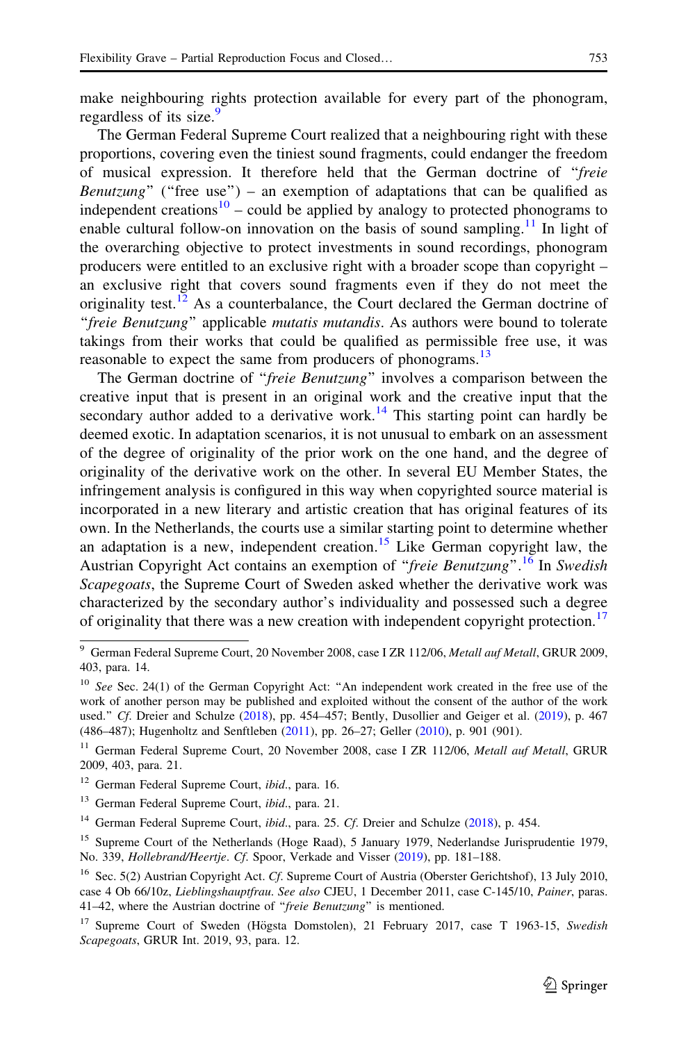make neighbouring rights protection available for every part of the phonogram, regardless of its size.[9]

The German Federal Supreme Court realized that a neighbouring right with these proportions, covering even the tiniest sound fragments, could endanger the freedom of musical expression. It therefore held that the German doctrine of "*freie Benutzung*" ("free use") – an exemption of adaptations that can be qualified as independent creations[10] – could be applied by analogy to protected phonograms to enable cultural follow-on innovation on the basis of sound sampling.[11] In light of the overarching objective to protect investments in sound recordings, phonogram producers were entitled to an exclusive right with a broader scope than copyright – an exclusive right that covers sound fragments even if they do not meet the originality test.[12] As a counterbalance, the Court declared the German doctrine of "*freie Benutzung*" applicable *mutatis mutandis*. As authors were bound to tolerate takings from their works that could be qualified as permissible free use, it was reasonable to expect the same from producers of phonograms.[13]

The German doctrine of "*freie Benutzung*" involves a comparison between the creative input that is present in an original work and the creative input that the secondary author added to a derivative work.[14] This starting point can hardly be deemed exotic. In adaptation scenarios, it is not unusual to embark on an assessment of the degree of originality of the prior work on the one hand, and the degree of originality of the derivative work on the other. In several EU Member States, the infringement analysis is configured in this way when copyrighted source material is incorporated in a new literary and artistic creation that has original features of its own. In the Netherlands, the courts use a similar starting point to determine whether an adaptation is a new, independent creation.[15] Like German copyright law, the Austrian Copyright Act contains an exemption of "*freie Benutzung*".[16] In *Swedish Scapegoats*, the Supreme Court of Sweden asked whether the derivative work was characterized by the secondary author's individuality and possessed such a degree of originality that there was a new creation with independent copyright protection.[17]

---

[9] German Federal Supreme Court, 20 November 2008, case I ZR 112/06, *Metall auf Metall*, GRUR 2009, 403, para. 14.

[10] *See* Sec. 24(1) of the German Copyright Act: "An independent work created in the free use of the work of another person may be published and exploited without the consent of the author of the work used." *Cf.* Dreier and Schulze (2018), pp. 454–457; Bently, Dusollier and Geiger et al. (2019), p. 467 (486–487); Hugenholtz and Senftleben (2011), pp. 26–27; Geller (2010), p. 901 (901).

[11] German Federal Supreme Court, 20 November 2008, case I ZR 112/06, *Metall auf Metall*, GRUR 2009, 403, para. 21.

[12] German Federal Supreme Court, *ibid*., para. 16.

[13] German Federal Supreme Court, *ibid*., para. 21.

[14] German Federal Supreme Court, *ibid*., para. 25. *Cf.* Dreier and Schulze (2018), p. 454.

[15] Supreme Court of the Netherlands (Hoge Raad), 5 January 1979, Nederlandse Jurisprudentie 1979, No. 339, *Hollebrand/Heertje*. *Cf.* Spoor, Verkade and Visser (2019), pp. 181–188.

[16] Sec. 5(2) Austrian Copyright Act. *Cf.* Supreme Court of Austria (Oberster Gerichtshof), 13 July 2010, case 4 Ob 66/10z, *Lieblingshauptfrau*. *See also* CJEU, 1 December 2011, case C-145/10, *Painer*, paras. 41–42, where the Austrian doctrine of "*freie Benutzung*" is mentioned.

[17] Supreme Court of Sweden (Högsta Domstolen), 21 February 2017, case T 1963-15, *Swedish Scapegoats*, GRUR Int. 2019, 93, para. 12.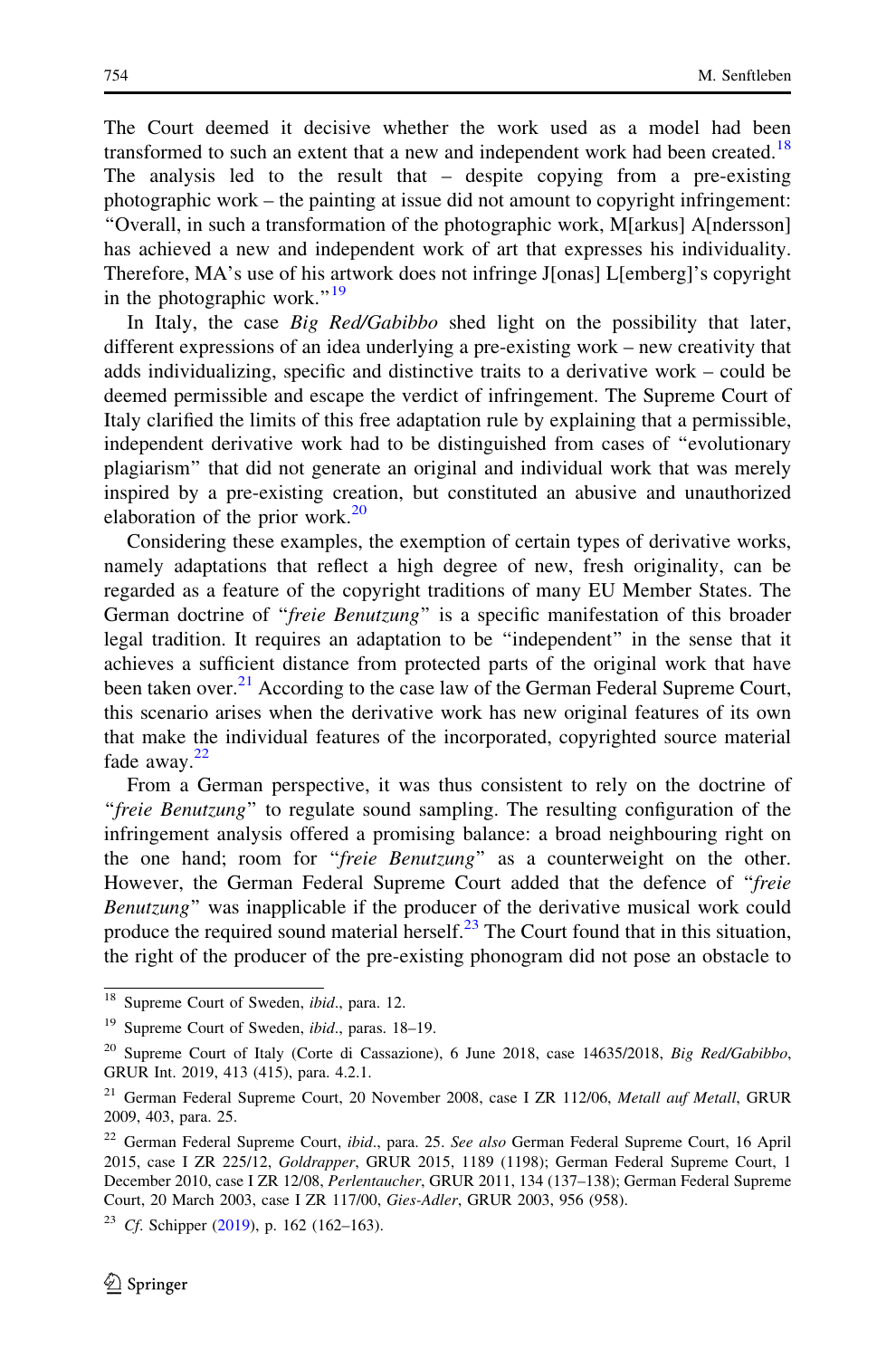The Court deemed it decisive whether the work used as a model had been transformed to such an extent that a new and independent work had been created.[18] The analysis led to the result that – despite copying from a pre-existing photographic work – the painting at issue did not amount to copyright infringement: "Overall, in such a transformation of the photographic work, M[arkus] A[ndersson] has achieved a new and independent work of art that expresses his individuality. Therefore, MA's use of his artwork does not infringe J[onas] L[emberg]'s copyright in the photographic work."[19]

In Italy, the case *Big Red/Gabibbo* shed light on the possibility that later, different expressions of an idea underlying a pre-existing work – new creativity that adds individualizing, specific and distinctive traits to a derivative work – could be deemed permissible and escape the verdict of infringement. The Supreme Court of Italy clarified the limits of this free adaptation rule by explaining that a permissible, independent derivative work had to be distinguished from cases of "evolutionary plagiarism" that did not generate an original and individual work that was merely inspired by a pre-existing creation, but constituted an abusive and unauthorized elaboration of the prior work.[20]

Considering these examples, the exemption of certain types of derivative works, namely adaptations that reflect a high degree of new, fresh originality, can be regarded as a feature of the copyright traditions of many EU Member States. The German doctrine of "*freie Benutzung*" is a specific manifestation of this broader legal tradition. It requires an adaptation to be "independent" in the sense that it achieves a sufficient distance from protected parts of the original work that have been taken over.[21] According to the case law of the German Federal Supreme Court, this scenario arises when the derivative work has new original features of its own that make the individual features of the incorporated, copyrighted source material fade away.[22]

From a German perspective, it was thus consistent to rely on the doctrine of "*freie Benutzung*" to regulate sound sampling. The resulting configuration of the infringement analysis offered a promising balance: a broad neighbouring right on the one hand; room for "*freie Benutzung*" as a counterweight on the other. However, the German Federal Supreme Court added that the defence of "*freie Benutzung*" was inapplicable if the producer of the derivative musical work could produce the required sound material herself.[23] The Court found that in this situation, the right of the producer of the pre-existing phonogram did not pose an obstacle to

---

[18] Supreme Court of Sweden, *ibid*., para. 12.

[19] Supreme Court of Sweden, *ibid*., paras. 18–19.

[20] Supreme Court of Italy (Corte di Cassazione), 6 June 2018, case 14635/2018, *Big Red/Gabibbo*, GRUR Int. 2019, 413 (415), para. 4.2.1.

[21] German Federal Supreme Court, 20 November 2008, case I ZR 112/06, *Metall auf Metall*, GRUR 2009, 403, para. 25.

[22] German Federal Supreme Court, *ibid*., para. 25. *See also* German Federal Supreme Court, 16 April 2015, case I ZR 225/12, *Goldrapper*, GRUR 2015, 1189 (1198); German Federal Supreme Court, 1 December 2010, case I ZR 12/08, *Perlentaucher*, GRUR 2011, 134 (137–138); German Federal Supreme Court, 20 March 2003, case I ZR 117/00, *Gies-Adler*, GRUR 2003, 956 (958).

[23] *Cf*. Schipper (2019), p. 162 (162–163).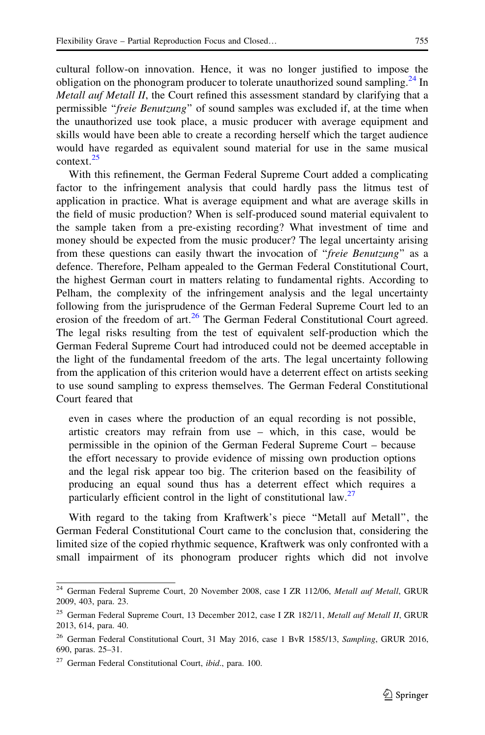cultural follow-on innovation. Hence, it was no longer justified to impose the obligation on the phonogram producer to tolerate unauthorized sound sampling.[24] In *Metall auf Metall II*, the Court refined this assessment standard by clarifying that a permissible "*freie Benutzung*" of sound samples was excluded if, at the time when the unauthorized use took place, a music producer with average equipment and skills would have been able to create a recording herself which the target audience would have regarded as equivalent sound material for use in the same musical context.[25]

With this refinement, the German Federal Supreme Court added a complicating factor to the infringement analysis that could hardly pass the litmus test of application in practice. What is average equipment and what are average skills in the field of music production? When is self-produced sound material equivalent to the sample taken from a pre-existing recording? What investment of time and money should be expected from the music producer? The legal uncertainty arising from these questions can easily thwart the invocation of "*freie Benutzung*" as a defence. Therefore, Pelham appealed to the German Federal Constitutional Court, the highest German court in matters relating to fundamental rights. According to Pelham, the complexity of the infringement analysis and the legal uncertainty following from the jurisprudence of the German Federal Supreme Court led to an erosion of the freedom of art.[26] The German Federal Constitutional Court agreed. The legal risks resulting from the test of equivalent self-production which the German Federal Supreme Court had introduced could not be deemed acceptable in the light of the fundamental freedom of the arts. The legal uncertainty following from the application of this criterion would have a deterrent effect on artists seeking to use sound sampling to express themselves. The German Federal Constitutional Court feared that

> even in cases where the production of an equal recording is not possible, artistic creators may refrain from use – which, in this case, would be permissible in the opinion of the German Federal Supreme Court – because the effort necessary to provide evidence of missing own production options and the legal risk appear too big. The criterion based on the feasibility of producing an equal sound thus has a deterrent effect which requires a particularly efficient control in the light of constitutional law.[27]

With regard to the taking from Kraftwerk's piece "Metall auf Metall", the German Federal Constitutional Court came to the conclusion that, considering the limited size of the copied rhythmic sequence, Kraftwerk was only confronted with a small impairment of its phonogram producer rights which did not involve

---

[24] German Federal Supreme Court, 20 November 2008, case I ZR 112/06, *Metall auf Metall*, GRUR 2009, 403, para. 23.

[25] German Federal Supreme Court, 13 December 2012, case I ZR 182/11, *Metall auf Metall II*, GRUR 2013, 614, para. 40.

[26] German Federal Constitutional Court, 31 May 2016, case 1 BvR 1585/13, *Sampling*, GRUR 2016, 690, paras. 25–31.

[27] German Federal Constitutional Court, *ibid*., para. 100.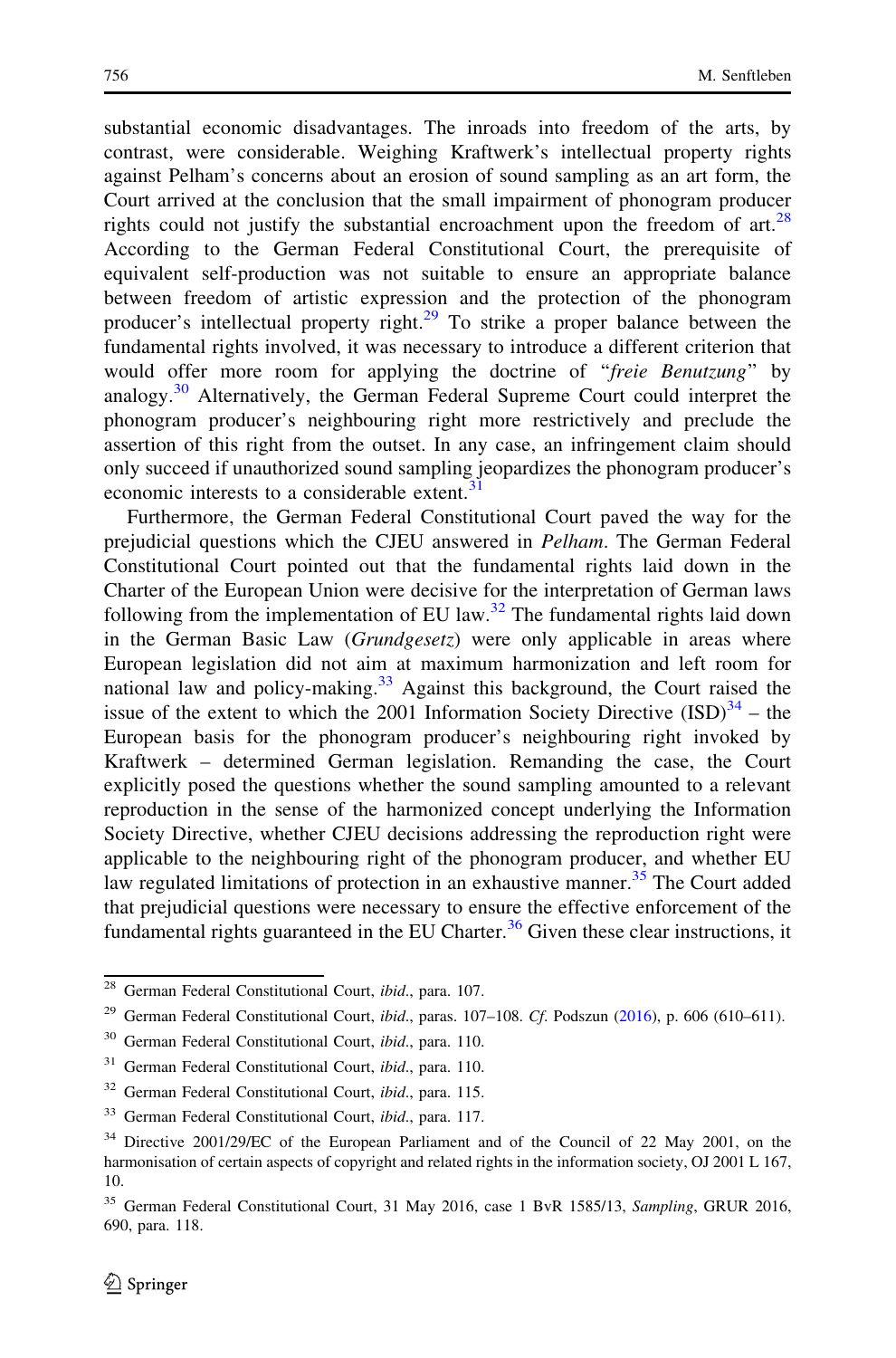substantial economic disadvantages. The inroads into freedom of the arts, by contrast, were considerable. Weighing Kraftwerk's intellectual property rights against Pelham's concerns about an erosion of sound sampling as an art form, the Court arrived at the conclusion that the small impairment of phonogram producer rights could not justify the substantial encroachment upon the freedom of art.[28] According to the German Federal Constitutional Court, the prerequisite of equivalent self-production was not suitable to ensure an appropriate balance between freedom of artistic expression and the protection of the phonogram producer's intellectual property right.[29] To strike a proper balance between the fundamental rights involved, it was necessary to introduce a different criterion that would offer more room for applying the doctrine of "*freie Benutzung*" by analogy.[30] Alternatively, the German Federal Supreme Court could interpret the phonogram producer's neighbouring right more restrictively and preclude the assertion of this right from the outset. In any case, an infringement claim should only succeed if unauthorized sound sampling jeopardizes the phonogram producer's economic interests to a considerable extent.[31]

Furthermore, the German Federal Constitutional Court paved the way for the prejudicial questions which the CJEU answered in *Pelham*. The German Federal Constitutional Court pointed out that the fundamental rights laid down in the Charter of the European Union were decisive for the interpretation of German laws following from the implementation of EU law.[32] The fundamental rights laid down in the German Basic Law (*Grundgesetz*) were only applicable in areas where European legislation did not aim at maximum harmonization and left room for national law and policy-making.[33] Against this background, the Court raised the issue of the extent to which the 2001 Information Society Directive (ISD)[34] – the European basis for the phonogram producer's neighbouring right invoked by Kraftwerk – determined German legislation. Remanding the case, the Court explicitly posed the questions whether the sound sampling amounted to a relevant reproduction in the sense of the harmonized concept underlying the Information Society Directive, whether CJEU decisions addressing the reproduction right were applicable to the neighbouring right of the phonogram producer, and whether EU law regulated limitations of protection in an exhaustive manner.[35] The Court added that prejudicial questions were necessary to ensure the effective enforcement of the fundamental rights guaranteed in the EU Charter.[36] Given these clear instructions, it

---

[28] German Federal Constitutional Court, *ibid*., para. 107.

[29] German Federal Constitutional Court, *ibid*., paras. 107–108. *Cf*. Podszun (2016), p. 606 (610–611).

[30] German Federal Constitutional Court, *ibid*., para. 110.

[31] German Federal Constitutional Court, *ibid*., para. 110.

[32] German Federal Constitutional Court, *ibid*., para. 115.

[33] German Federal Constitutional Court, *ibid*., para. 117.

[34] Directive 2001/29/EC of the European Parliament and of the Council of 22 May 2001, on the harmonisation of certain aspects of copyright and related rights in the information society, OJ 2001 L 167, 10.

[35] German Federal Constitutional Court, 31 May 2016, case 1 BvR 1585/13, *Sampling*, GRUR 2016, 690, para. 118.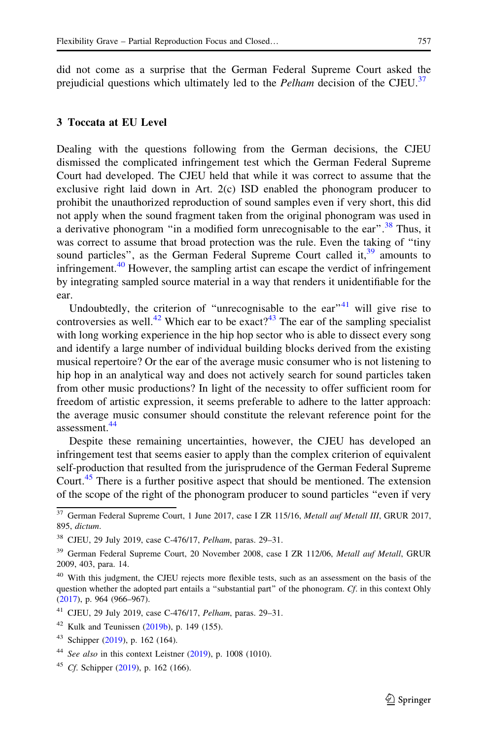did not come as a surprise that the German Federal Supreme Court asked the prejudicial questions which ultimately led to the *Pelham* decision of the CJEU.[37]

## 3 Toccata at EU Level

Dealing with the questions following from the German decisions, the CJEU dismissed the complicated infringement test which the German Federal Supreme Court had developed. The CJEU held that while it was correct to assume that the exclusive right laid down in Art. 2(c) ISD enabled the phonogram producer to prohibit the unauthorized reproduction of sound samples even if very short, this did not apply when the sound fragment taken from the original phonogram was used in a derivative phonogram "in a modified form unrecognisable to the ear".[38] Thus, it was correct to assume that broad protection was the rule. Even the taking of "tiny sound particles", as the German Federal Supreme Court called it,[39] amounts to infringement.[40] However, the sampling artist can escape the verdict of infringement by integrating sampled source material in a way that renders it unidentifiable for the ear.

Undoubtedly, the criterion of "unrecognisable to the ear"[41] will give rise to controversies as well.[42] Which ear to be exact?[43] The ear of the sampling specialist with long working experience in the hip hop sector who is able to dissect every song and identify a large number of individual building blocks derived from the existing musical repertoire? Or the ear of the average music consumer who is not listening to hip hop in an analytical way and does not actively search for sound particles taken from other music productions? In light of the necessity to offer sufficient room for freedom of artistic expression, it seems preferable to adhere to the latter approach: the average music consumer should constitute the relevant reference point for the assessment.[44]

Despite these remaining uncertainties, however, the CJEU has developed an infringement test that seems easier to apply than the complex criterion of equivalent self-production that resulted from the jurisprudence of the German Federal Supreme Court.[45] There is a further positive aspect that should be mentioned. The extension of the scope of the right of the phonogram producer to sound particles "even if very

---

[37] German Federal Supreme Court, 1 June 2017, case I ZR 115/16, *Metall auf Metall III*, GRUR 2017, 895, *dictum*.

[38] CJEU, 29 July 2019, case C-476/17, *Pelham*, paras. 29–31.

[39] German Federal Supreme Court, 20 November 2008, case I ZR 112/06, *Metall auf Metall*, GRUR 2009, 403, para. 14.

[40] With this judgment, the CJEU rejects more flexible tests, such as an assessment on the basis of the question whether the adopted part entails a "substantial part" of the phonogram. *Cf.* in this context Ohly (2017), p. 964 (966–967).

[41] CJEU, 29 July 2019, case C-476/17, *Pelham*, paras. 29–31.

[42] Kulk and Teunissen (2019b), p. 149 (155).

[43] Schipper (2019), p. 162 (164).

[44] *See also* in this context Leistner (2019), p. 1008 (1010).

[45] *Cf.* Schipper (2019), p. 162 (166).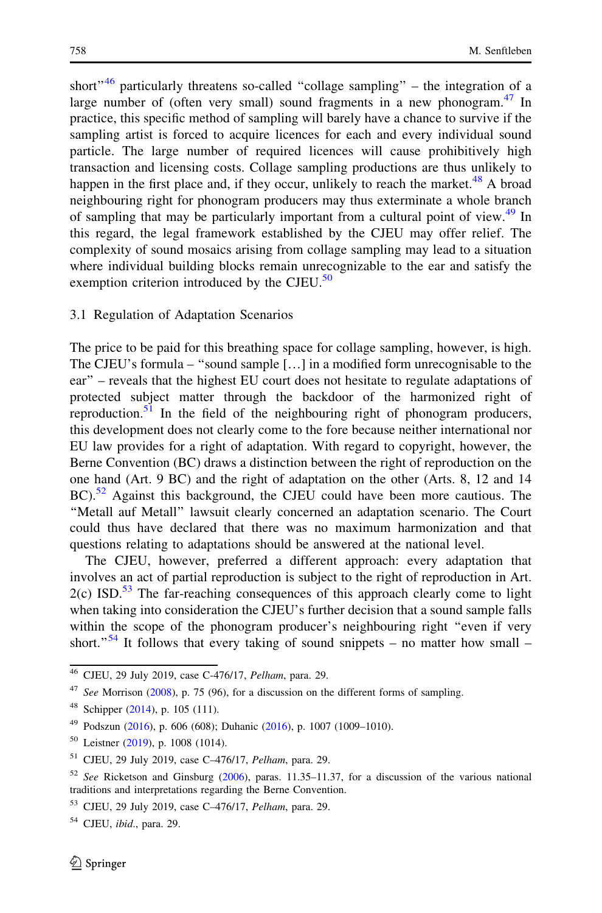short"[46] particularly threatens so-called "collage sampling" – the integration of a large number of (often very small) sound fragments in a new phonogram.[47] In practice, this specific method of sampling will barely have a chance to survive if the sampling artist is forced to acquire licences for each and every individual sound particle. The large number of required licences will cause prohibitively high transaction and licensing costs. Collage sampling productions are thus unlikely to happen in the first place and, if they occur, unlikely to reach the market.[48] A broad neighbouring right for phonogram producers may thus exterminate a whole branch of sampling that may be particularly important from a cultural point of view.[49] In this regard, the legal framework established by the CJEU may offer relief. The complexity of sound mosaics arising from collage sampling may lead to a situation where individual building blocks remain unrecognizable to the ear and satisfy the exemption criterion introduced by the CJEU.[50]

### 3.1 Regulation of Adaptation Scenarios

The price to be paid for this breathing space for collage sampling, however, is high. The CJEU's formula – "sound sample […] in a modified form unrecognisable to the ear" – reveals that the highest EU court does not hesitate to regulate adaptations of protected subject matter through the backdoor of the harmonized right of reproduction.[51] In the field of the neighbouring right of phonogram producers, this development does not clearly come to the fore because neither international nor EU law provides for a right of adaptation. With regard to copyright, however, the Berne Convention (BC) draws a distinction between the right of reproduction on the one hand (Art. 9 BC) and the right of adaptation on the other (Arts. 8, 12 and 14 BC).[52] Against this background, the CJEU could have been more cautious. The "Metall auf Metall" lawsuit clearly concerned an adaptation scenario. The Court could thus have declared that there was no maximum harmonization and that questions relating to adaptations should be answered at the national level.

The CJEU, however, preferred a different approach: every adaptation that involves an act of partial reproduction is subject to the right of reproduction in Art. 2(c) ISD.[53] The far-reaching consequences of this approach clearly come to light when taking into consideration the CJEU's further decision that a sound sample falls within the scope of the phonogram producer's neighbouring right "even if very short."[54] It follows that every taking of sound snippets – no matter how small –

---

[46] CJEU, 29 July 2019, case C-476/17, *Pelham*, para. 29.

[47] *See* Morrison (2008), p. 75 (96), for a discussion on the different forms of sampling.

[48] Schipper (2014), p. 105 (111).

[49] Podszun (2016), p. 606 (608); Duhanic (2016), p. 1007 (1009–1010).

[50] Leistner (2019), p. 1008 (1014).

[51] CJEU, 29 July 2019, case C–476/17, *Pelham*, para. 29.

[52] *See* Ricketson and Ginsburg (2006), paras. 11.35–11.37, for a discussion of the various national traditions and interpretations regarding the Berne Convention.

[53] CJEU, 29 July 2019, case C–476/17, *Pelham*, para. 29.

[54] CJEU, *ibid.*, para. 29.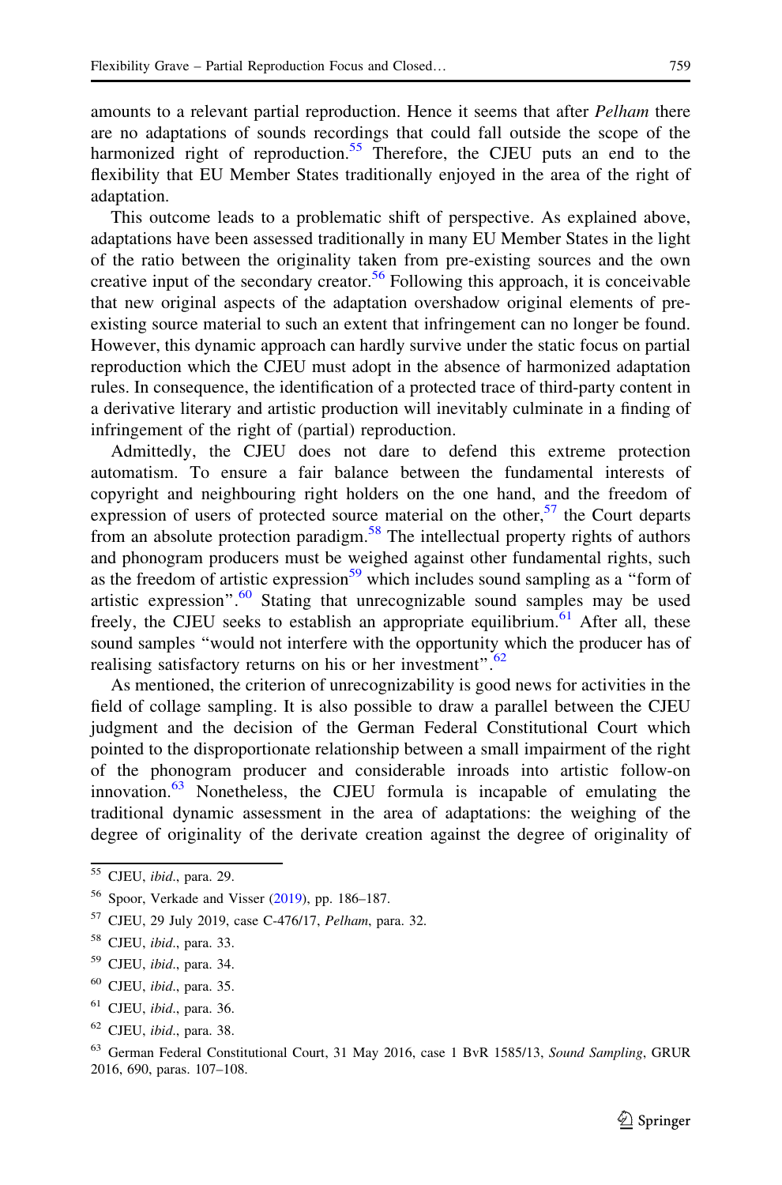amounts to a relevant partial reproduction. Hence it seems that after *Pelham* there are no adaptations of sounds recordings that could fall outside the scope of the harmonized right of reproduction.[55] Therefore, the CJEU puts an end to the flexibility that EU Member States traditionally enjoyed in the area of the right of adaptation.

This outcome leads to a problematic shift of perspective. As explained above, adaptations have been assessed traditionally in many EU Member States in the light of the ratio between the originality taken from pre-existing sources and the own creative input of the secondary creator.[56] Following this approach, it is conceivable that new original aspects of the adaptation overshadow original elements of pre-existing source material to such an extent that infringement can no longer be found. However, this dynamic approach can hardly survive under the static focus on partial reproduction which the CJEU must adopt in the absence of harmonized adaptation rules. In consequence, the identification of a protected trace of third-party content in a derivative literary and artistic production will inevitably culminate in a finding of infringement of the right of (partial) reproduction.

Admittedly, the CJEU does not dare to defend this extreme protection automatism. To ensure a fair balance between the fundamental interests of copyright and neighbouring right holders on the one hand, and the freedom of expression of users of protected source material on the other,[57] the Court departs from an absolute protection paradigm.[58] The intellectual property rights of authors and phonogram producers must be weighed against other fundamental rights, such as the freedom of artistic expression[59] which includes sound sampling as a "form of artistic expression".[60] Stating that unrecognizable sound samples may be used freely, the CJEU seeks to establish an appropriate equilibrium.[61] After all, these sound samples "would not interfere with the opportunity which the producer has of realising satisfactory returns on his or her investment".[62]

As mentioned, the criterion of unrecognizability is good news for activities in the field of collage sampling. It is also possible to draw a parallel between the CJEU judgment and the decision of the German Federal Constitutional Court which pointed to the disproportionate relationship between a small impairment of the right of the phonogram producer and considerable inroads into artistic follow-on innovation.[63] Nonetheless, the CJEU formula is incapable of emulating the traditional dynamic assessment in the area of adaptations: the weighing of the degree of originality of the derivate creation against the degree of originality of

---

[55] CJEU, *ibid*., para. 29.

[56] Spoor, Verkade and Visser (2019), pp. 186–187.

[57] CJEU, 29 July 2019, case C-476/17, *Pelham*, para. 32.

[58] CJEU, *ibid*., para. 33.

[59] CJEU, *ibid*., para. 34.

[60] CJEU, *ibid*., para. 35.

[61] CJEU, *ibid*., para. 36.

[62] CJEU, *ibid*., para. 38.

[63] German Federal Constitutional Court, 31 May 2016, case 1 BvR 1585/13, *Sound Sampling*, GRUR 2016, 690, paras. 107–108.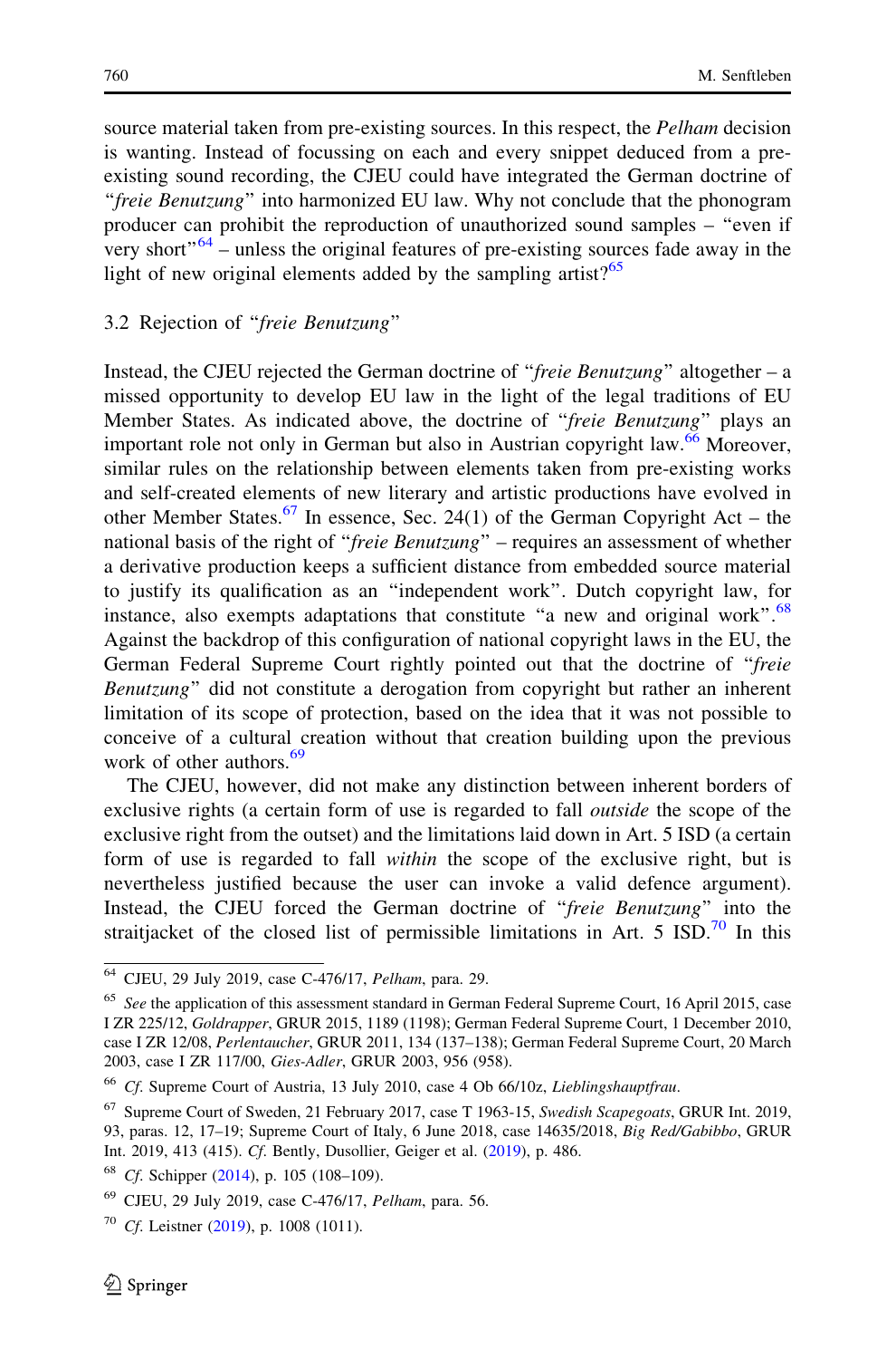source material taken from pre-existing sources. In this respect, the *Pelham* decision is wanting. Instead of focussing on each and every snippet deduced from a pre-existing sound recording, the CJEU could have integrated the German doctrine of "*freie Benutzung*" into harmonized EU law. Why not conclude that the phonogram producer can prohibit the reproduction of unauthorized sound samples – "even if very short"[64] – unless the original features of pre-existing sources fade away in the light of new original elements added by the sampling artist?[65]

### 3.2 Rejection of "*freie Benutzung*"

Instead, the CJEU rejected the German doctrine of "*freie Benutzung*" altogether – a missed opportunity to develop EU law in the light of the legal traditions of EU Member States. As indicated above, the doctrine of "*freie Benutzung*" plays an important role not only in German but also in Austrian copyright law.[66] Moreover, similar rules on the relationship between elements taken from pre-existing works and self-created elements of new literary and artistic productions have evolved in other Member States.[67] In essence, Sec. 24(1) of the German Copyright Act – the national basis of the right of "*freie Benutzung*" – requires an assessment of whether a derivative production keeps a sufficient distance from embedded source material to justify its qualification as an "independent work". Dutch copyright law, for instance, also exempts adaptations that constitute "a new and original work".[68] Against the backdrop of this configuration of national copyright laws in the EU, the German Federal Supreme Court rightly pointed out that the doctrine of "*freie Benutzung*" did not constitute a derogation from copyright but rather an inherent limitation of its scope of protection, based on the idea that it was not possible to conceive of a cultural creation without that creation building upon the previous work of other authors.[69]

The CJEU, however, did not make any distinction between inherent borders of exclusive rights (a certain form of use is regarded to fall *outside* the scope of the exclusive right from the outset) and the limitations laid down in Art. 5 ISD (a certain form of use is regarded to fall *within* the scope of the exclusive right, but is nevertheless justified because the user can invoke a valid defence argument). Instead, the CJEU forced the German doctrine of "*freie Benutzung*" into the straitjacket of the closed list of permissible limitations in Art. 5 ISD.[70] In this

---

[64] CJEU, 29 July 2019, case C-476/17, *Pelham*, para. 29.

[65] *See* the application of this assessment standard in German Federal Supreme Court, 16 April 2015, case I ZR 225/12, *Goldrapper*, GRUR 2015, 1189 (1198); German Federal Supreme Court, 1 December 2010, case I ZR 12/08, *Perlentaucher*, GRUR 2011, 134 (137–138); German Federal Supreme Court, 20 March 2003, case I ZR 117/00, *Gies-Adler*, GRUR 2003, 956 (958).

[66] *Cf.* Supreme Court of Austria, 13 July 2010, case 4 Ob 66/10z, *Lieblingshauptfrau*.

[67] Supreme Court of Sweden, 21 February 2017, case T 1963-15, *Swedish Scapegoats*, GRUR Int. 2019, 93, paras. 12, 17–19; Supreme Court of Italy, 6 June 2018, case 14635/2018, *Big Red/Gabibbo*, GRUR Int. 2019, 413 (415). *Cf.* Bently, Dusollier, Geiger et al. (2019), p. 486.

[68] *Cf.* Schipper (2014), p. 105 (108–109).

[69] CJEU, 29 July 2019, case C-476/17, *Pelham*, para. 56.

[70] *Cf.* Leistner (2019), p. 1008 (1011).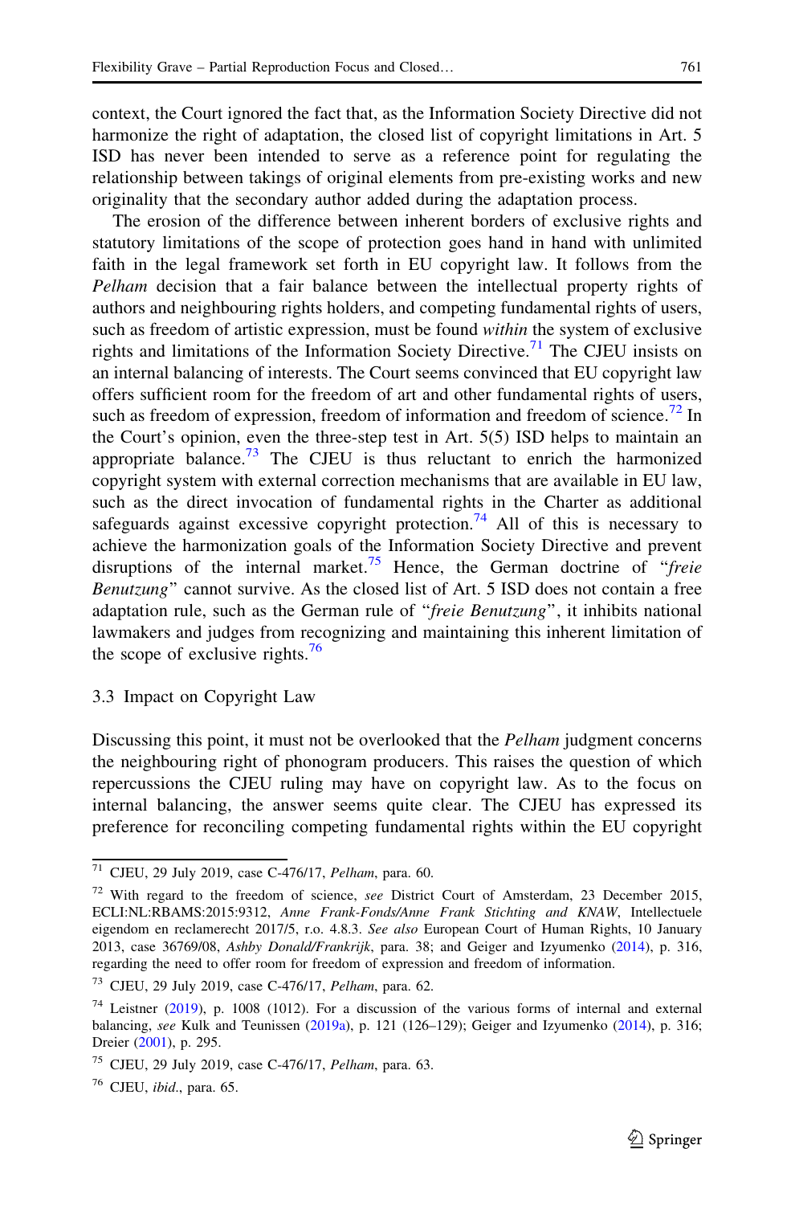context, the Court ignored the fact that, as the Information Society Directive did not harmonize the right of adaptation, the closed list of copyright limitations in Art. 5 ISD has never been intended to serve as a reference point for regulating the relationship between takings of original elements from pre-existing works and new originality that the secondary author added during the adaptation process.

The erosion of the difference between inherent borders of exclusive rights and statutory limitations of the scope of protection goes hand in hand with unlimited faith in the legal framework set forth in EU copyright law. It follows from the *Pelham* decision that a fair balance between the intellectual property rights of authors and neighbouring rights holders, and competing fundamental rights of users, such as freedom of artistic expression, must be found *within* the system of exclusive rights and limitations of the Information Society Directive.[71] The CJEU insists on an internal balancing of interests. The Court seems convinced that EU copyright law offers sufficient room for the freedom of art and other fundamental rights of users, such as freedom of expression, freedom of information and freedom of science.[72] In the Court's opinion, even the three-step test in Art. 5(5) ISD helps to maintain an appropriate balance.[73] The CJEU is thus reluctant to enrich the harmonized copyright system with external correction mechanisms that are available in EU law, such as the direct invocation of fundamental rights in the Charter as additional safeguards against excessive copyright protection.[74] All of this is necessary to achieve the harmonization goals of the Information Society Directive and prevent disruptions of the internal market.[75] Hence, the German doctrine of "*freie Benutzung*" cannot survive. As the closed list of Art. 5 ISD does not contain a free adaptation rule, such as the German rule of "*freie Benutzung*", it inhibits national lawmakers and judges from recognizing and maintaining this inherent limitation of the scope of exclusive rights.[76]

### 3.3 Impact on Copyright Law

Discussing this point, it must not be overlooked that the *Pelham* judgment concerns the neighbouring right of phonogram producers. This raises the question of which repercussions the CJEU ruling may have on copyright law. As to the focus on internal balancing, the answer seems quite clear. The CJEU has expressed its preference for reconciling competing fundamental rights within the EU copyright

---

[71] CJEU, 29 July 2019, case C-476/17, *Pelham*, para. 60.

[72] With regard to the freedom of science, *see* District Court of Amsterdam, 23 December 2015, ECLI:NL:RBAMS:2015:9312, *Anne Frank-Fonds/Anne Frank Stichting and KNAW*, Intellectuele eigendom en reclamerecht 2017/5, r.o. 4.8.3. *See also* European Court of Human Rights, 10 January 2013, case 36769/08, *Ashby Donald/Frankrijk*, para. 38; and Geiger and Izyumenko (2014), p. 316, regarding the need to offer room for freedom of expression and freedom of information.

[73] CJEU, 29 July 2019, case C-476/17, *Pelham*, para. 62.

[74] Leistner (2019), p. 1008 (1012). For a discussion of the various forms of internal and external balancing, *see* Kulk and Teunissen (2019a), p. 121 (126–129); Geiger and Izyumenko (2014), p. 316; Dreier (2001), p. 295.

[75] CJEU, 29 July 2019, case C-476/17, *Pelham*, para. 63.

[76] CJEU, *ibid.*, para. 65.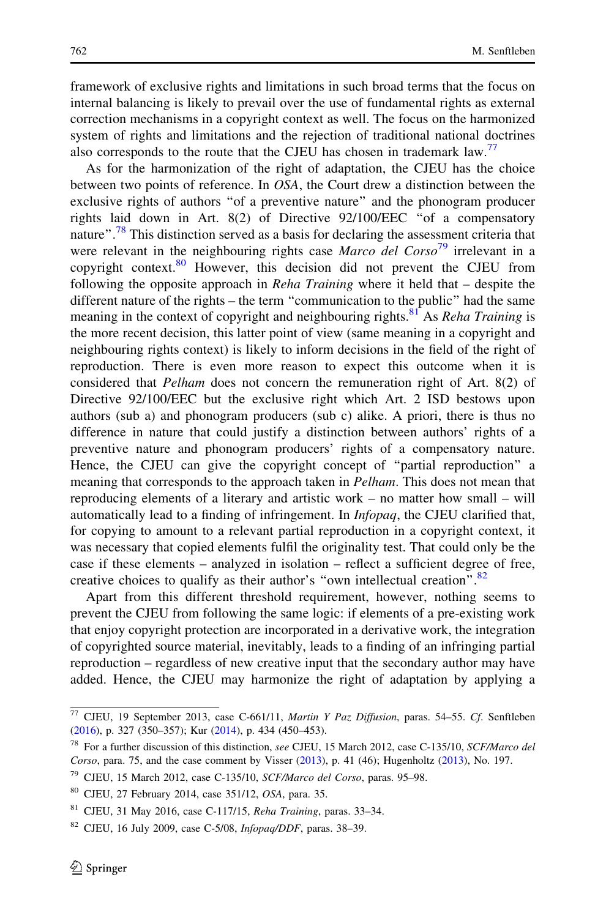framework of exclusive rights and limitations in such broad terms that the focus on internal balancing is likely to prevail over the use of fundamental rights as external correction mechanisms in a copyright context as well. The focus on the harmonized system of rights and limitations and the rejection of traditional national doctrines also corresponds to the route that the CJEU has chosen in trademark law.[77]

As for the harmonization of the right of adaptation, the CJEU has the choice between two points of reference. In *OSA*, the Court drew a distinction between the exclusive rights of authors "of a preventive nature" and the phonogram producer rights laid down in Art. 8(2) of Directive 92/100/EEC "of a compensatory nature".[78] This distinction served as a basis for declaring the assessment criteria that were relevant in the neighbouring rights case *Marco del Corso*[79] irrelevant in a copyright context.[80] However, this decision did not prevent the CJEU from following the opposite approach in *Reha Training* where it held that – despite the different nature of the rights – the term "communication to the public" had the same meaning in the context of copyright and neighbouring rights.[81] As *Reha Training* is the more recent decision, this latter point of view (same meaning in a copyright and neighbouring rights context) is likely to inform decisions in the field of the right of reproduction. There is even more reason to expect this outcome when it is considered that *Pelham* does not concern the remuneration right of Art. 8(2) of Directive 92/100/EEC but the exclusive right which Art. 2 ISD bestows upon authors (sub a) and phonogram producers (sub c) alike. A priori, there is thus no difference in nature that could justify a distinction between authors' rights of a preventive nature and phonogram producers' rights of a compensatory nature. Hence, the CJEU can give the copyright concept of "partial reproduction" a meaning that corresponds to the approach taken in *Pelham*. This does not mean that reproducing elements of a literary and artistic work – no matter how small – will automatically lead to a finding of infringement. In *Infopaq*, the CJEU clarified that, for copying to amount to a relevant partial reproduction in a copyright context, it was necessary that copied elements fulfil the originality test. That could only be the case if these elements – analyzed in isolation – reflect a sufficient degree of free, creative choices to qualify as their author's "own intellectual creation".[82]

Apart from this different threshold requirement, however, nothing seems to prevent the CJEU from following the same logic: if elements of a pre-existing work that enjoy copyright protection are incorporated in a derivative work, the integration of copyrighted source material, inevitably, leads to a finding of an infringing partial reproduction – regardless of new creative input that the secondary author may have added. Hence, the CJEU may harmonize the right of adaptation by applying a

---

[77] CJEU, 19 September 2013, case C-661/11, *Martin Y Paz Diffusion*, paras. 54–55. *Cf.* Senftleben (2016), p. 327 (350–357); Kur (2014), p. 434 (450–453).

[78] For a further discussion of this distinction, *see* CJEU, 15 March 2012, case C-135/10, *SCF/Marco del Corso*, para. 75, and the case comment by Visser (2013), p. 41 (46); Hugenholtz (2013), No. 197.

[79] CJEU, 15 March 2012, case C-135/10, *SCF/Marco del Corso*, paras. 95–98.

[80] CJEU, 27 February 2014, case 351/12, *OSA*, para. 35.

[81] CJEU, 31 May 2016, case C-117/15, *Reha Training*, paras. 33–34.

[82] CJEU, 16 July 2009, case C-5/08, *Infopaq/DDF*, paras. 38–39.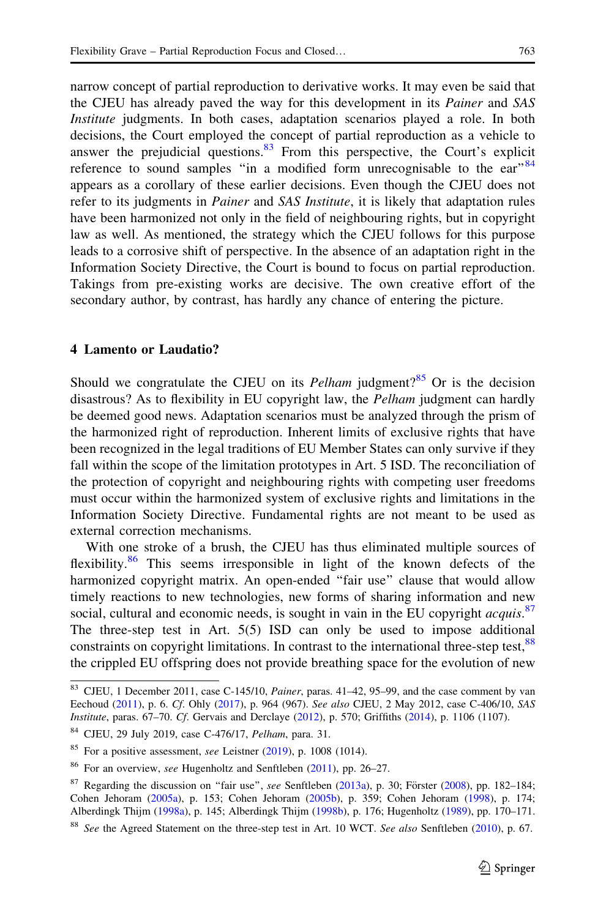narrow concept of partial reproduction to derivative works. It may even be said that the CJEU has already paved the way for this development in its *Painer* and *SAS Institute* judgments. In both cases, adaptation scenarios played a role. In both decisions, the Court employed the concept of partial reproduction as a vehicle to answer the prejudicial questions.[83] From this perspective, the Court's explicit reference to sound samples "in a modified form unrecognisable to the ear"[84] appears as a corollary of these earlier decisions. Even though the CJEU does not refer to its judgments in *Painer* and *SAS Institute*, it is likely that adaptation rules have been harmonized not only in the field of neighbouring rights, but in copyright law as well. As mentioned, the strategy which the CJEU follows for this purpose leads to a corrosive shift of perspective. In the absence of an adaptation right in the Information Society Directive, the Court is bound to focus on partial reproduction. Takings from pre-existing works are decisive. The own creative effort of the secondary author, by contrast, has hardly any chance of entering the picture.

## 4 Lamento or Laudatio?

Should we congratulate the CJEU on its *Pelham* judgment?[85] Or is the decision disastrous? As to flexibility in EU copyright law, the *Pelham* judgment can hardly be deemed good news. Adaptation scenarios must be analyzed through the prism of the harmonized right of reproduction. Inherent limits of exclusive rights that have been recognized in the legal traditions of EU Member States can only survive if they fall within the scope of the limitation prototypes in Art. 5 ISD. The reconciliation of the protection of copyright and neighbouring rights with competing user freedoms must occur within the harmonized system of exclusive rights and limitations in the Information Society Directive. Fundamental rights are not meant to be used as external correction mechanisms.

With one stroke of a brush, the CJEU has thus eliminated multiple sources of flexibility.[86] This seems irresponsible in light of the known defects of the harmonized copyright matrix. An open-ended "fair use" clause that would allow timely reactions to new technologies, new forms of sharing information and new social, cultural and economic needs, is sought in vain in the EU copyright *acquis*.[87] The three-step test in Art. 5(5) ISD can only be used to impose additional constraints on copyright limitations. In contrast to the international three-step test,[88] the crippled EU offspring does not provide breathing space for the evolution of new

---

[83] CJEU, 1 December 2011, case C-145/10, *Painer*, paras. 41–42, 95–99, and the case comment by van Eechoud (2011), p. 6. *Cf.* Ohly (2017), p. 964 (967). *See also* CJEU, 2 May 2012, case C-406/10, *SAS Institute*, paras. 67–70. *Cf.* Gervais and Derclaye (2012), p. 570; Griffiths (2014), p. 1106 (1107).

[84] CJEU, 29 July 2019, case C-476/17, *Pelham*, para. 31.

[85] For a positive assessment, *see* Leistner (2019), p. 1008 (1014).

[86] For an overview, *see* Hugenholtz and Senftleben (2011), pp. 26–27.

[87] Regarding the discussion on "fair use", *see* Senftleben (2013a), p. 30; Förster (2008), pp. 182–184; Cohen Jehoram (2005a), p. 153; Cohen Jehoram (2005b), p. 359; Cohen Jehoram (1998), p. 174; Alberdingk Thijm (1998a), p. 145; Alberdingk Thijm (1998b), p. 176; Hugenholtz (1989), pp. 170–171.

[88] *See* the Agreed Statement on the three-step test in Art. 10 WCT. *See also* Senftleben (2010), p. 67.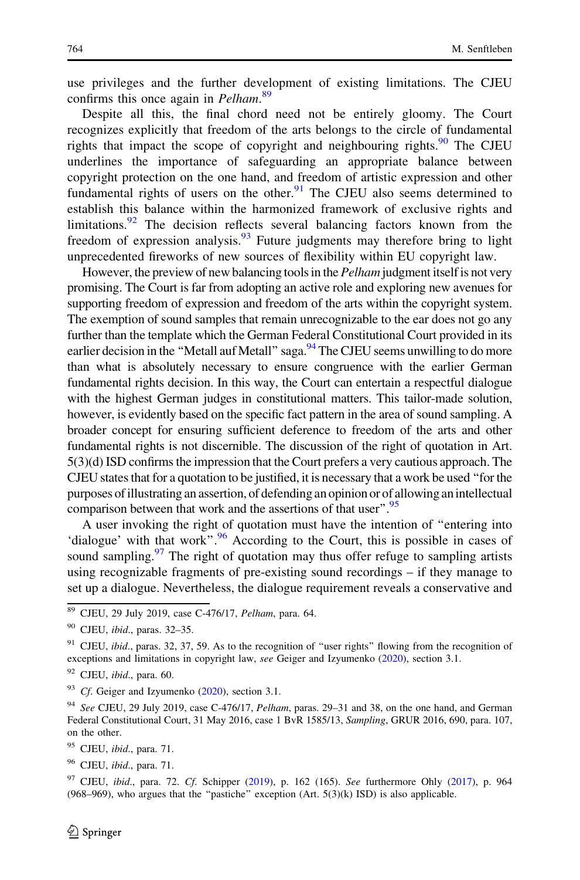use privileges and the further development of existing limitations. The CJEU confirms this once again in *Pelham*.[89]

Despite all this, the final chord need not be entirely gloomy. The Court recognizes explicitly that freedom of the arts belongs to the circle of fundamental rights that impact the scope of copyright and neighbouring rights.[90] The CJEU underlines the importance of safeguarding an appropriate balance between copyright protection on the one hand, and freedom of artistic expression and other fundamental rights of users on the other.[91] The CJEU also seems determined to establish this balance within the harmonized framework of exclusive rights and limitations.[92] The decision reflects several balancing factors known from the freedom of expression analysis.[93] Future judgments may therefore bring to light unprecedented fireworks of new sources of flexibility within EU copyright law.

However, the preview of new balancing tools in the *Pelham* judgment itself is not very promising. The Court is far from adopting an active role and exploring new avenues for supporting freedom of expression and freedom of the arts within the copyright system. The exemption of sound samples that remain unrecognizable to the ear does not go any further than the template which the German Federal Constitutional Court provided in its earlier decision in the "Metall auf Metall" saga.[94] The CJEU seems unwilling to do more than what is absolutely necessary to ensure congruence with the earlier German fundamental rights decision. In this way, the Court can entertain a respectful dialogue with the highest German judges in constitutional matters. This tailor-made solution, however, is evidently based on the specific fact pattern in the area of sound sampling. A broader concept for ensuring sufficient deference to freedom of the arts and other fundamental rights is not discernible. The discussion of the right of quotation in Art. 5(3)(d) ISD confirms the impression that the Court prefers a very cautious approach. The CJEU states that for a quotation to be justified, it is necessary that a work be used "for the purposes of illustrating an assertion, of defending an opinion or of allowing an intellectual comparison between that work and the assertions of that user".[95]

A user invoking the right of quotation must have the intention of "entering into 'dialogue' with that work".[96] According to the Court, this is possible in cases of sound sampling.[97] The right of quotation may thus offer refuge to sampling artists using recognizable fragments of pre-existing sound recordings – if they manage to set up a dialogue. Nevertheless, the dialogue requirement reveals a conservative and

---

[89] CJEU, 29 July 2019, case C-476/17, *Pelham*, para. 64.

[90] CJEU, *ibid*., paras. 32–35.

[91] CJEU, *ibid*., paras. 32, 37, 59. As to the recognition of "user rights" flowing from the recognition of exceptions and limitations in copyright law, *see* Geiger and Izyumenko (2020), section 3.1.

[92] CJEU, *ibid*., para. 60.

[93] *Cf*. Geiger and Izyumenko (2020), section 3.1.

[94] *See* CJEU, 29 July 2019, case C-476/17, *Pelham*, paras. 29–31 and 38, on the one hand, and German Federal Constitutional Court, 31 May 2016, case 1 BvR 1585/13, *Sampling*, GRUR 2016, 690, para. 107, on the other.

[95] CJEU, *ibid*., para. 71.

[96] CJEU, *ibid*., para. 71.

[97] CJEU, *ibid*., para. 72. *Cf*. Schipper (2019), p. 162 (165). *See* furthermore Ohly (2017), p. 964 (968–969), who argues that the "pastiche" exception (Art. 5(3)(k) ISD) is also applicable.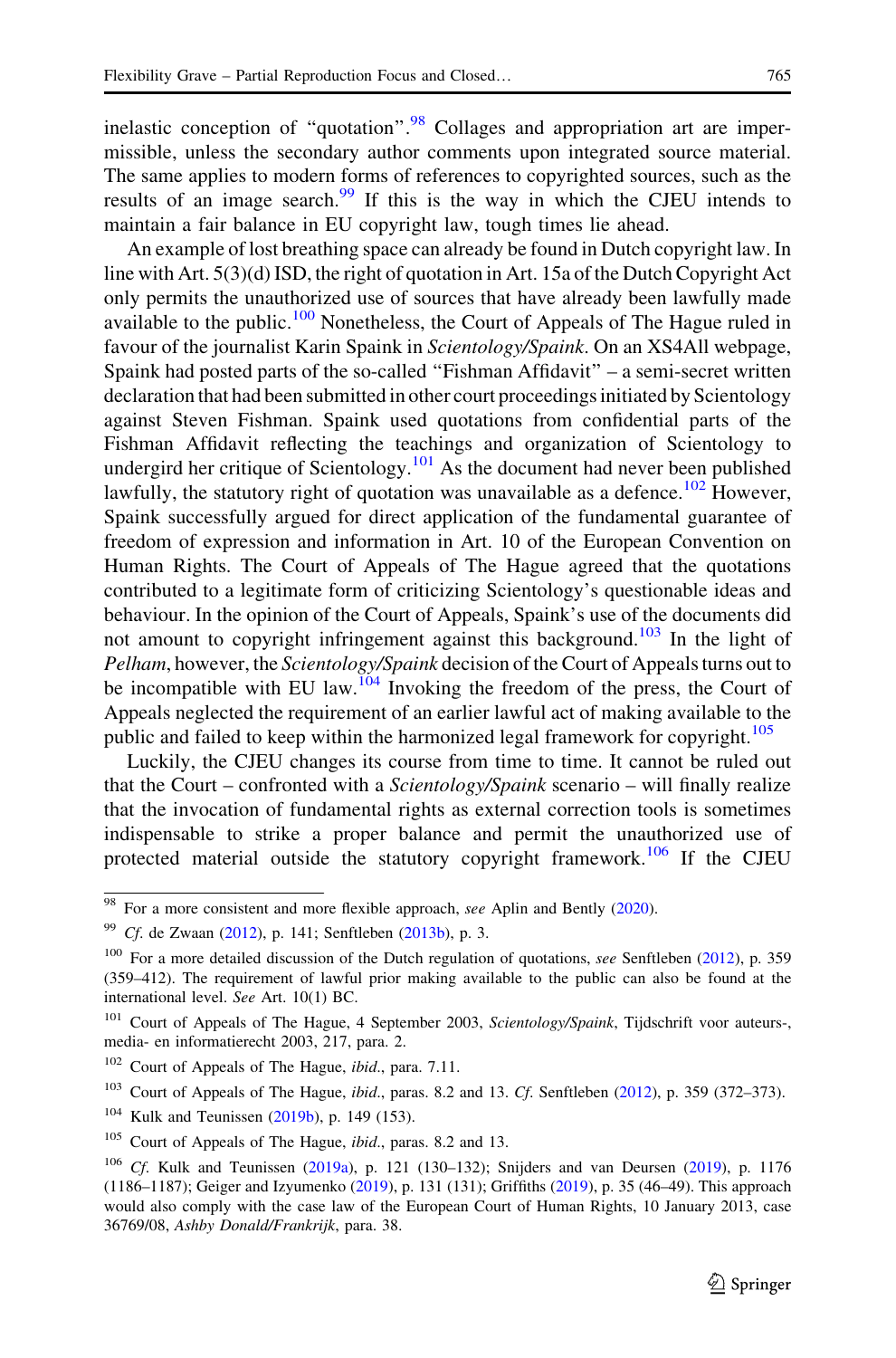inelastic conception of "quotation".[98] Collages and appropriation art are impermissible, unless the secondary author comments upon integrated source material. The same applies to modern forms of references to copyrighted sources, such as the results of an image search.[99] If this is the way in which the CJEU intends to maintain a fair balance in EU copyright law, tough times lie ahead.

An example of lost breathing space can already be found in Dutch copyright law. In line with Art. 5(3)(d) ISD, the right of quotation in Art. 15a of the Dutch Copyright Act only permits the unauthorized use of sources that have already been lawfully made available to the public.[100] Nonetheless, the Court of Appeals of The Hague ruled in favour of the journalist Karin Spaink in *Scientology/Spaink*. On an XS4All webpage, Spaink had posted parts of the so-called "Fishman Affidavit" – a semi-secret written declaration that had been submitted in other court proceedings initiated by Scientology against Steven Fishman. Spaink used quotations from confidential parts of the Fishman Affidavit reflecting the teachings and organization of Scientology to undergird her critique of Scientology.[101] As the document had never been published lawfully, the statutory right of quotation was unavailable as a defence.[102] However, Spaink successfully argued for direct application of the fundamental guarantee of freedom of expression and information in Art. 10 of the European Convention on Human Rights. The Court of Appeals of The Hague agreed that the quotations contributed to a legitimate form of criticizing Scientology's questionable ideas and behaviour. In the opinion of the Court of Appeals, Spaink's use of the documents did not amount to copyright infringement against this background.[103] In the light of *Pelham*, however, the *Scientology/Spaink* decision of the Court of Appeals turns out to be incompatible with EU law.[104] Invoking the freedom of the press, the Court of Appeals neglected the requirement of an earlier lawful act of making available to the public and failed to keep within the harmonized legal framework for copyright.[105]

Luckily, the CJEU changes its course from time to time. It cannot be ruled out that the Court – confronted with a *Scientology/Spaink* scenario – will finally realize that the invocation of fundamental rights as external correction tools is sometimes indispensable to strike a proper balance and permit the unauthorized use of protected material outside the statutory copyright framework.[106] If the CJEU

---

[98] For a more consistent and more flexible approach, *see* Aplin and Bently (2020).

[99] *Cf.* de Zwaan (2012), p. 141; Senftleben (2013b), p. 3.

[100] For a more detailed discussion of the Dutch regulation of quotations, *see* Senftleben (2012), p. 359 (359–412). The requirement of lawful prior making available to the public can also be found at the international level. *See* Art. 10(1) BC.

[101] Court of Appeals of The Hague, 4 September 2003, *Scientology/Spaink*, Tijdschrift voor auteurs-, media- en informatierecht 2003, 217, para. 2.

[102] Court of Appeals of The Hague, *ibid*., para. 7.11.

[103] Court of Appeals of The Hague, *ibid*., paras. 8.2 and 13. *Cf.* Senftleben (2012), p. 359 (372–373).

[104] Kulk and Teunissen (2019b), p. 149 (153).

[105] Court of Appeals of The Hague, *ibid*., paras. 8.2 and 13.

[106] *Cf.* Kulk and Teunissen (2019a), p. 121 (130–132); Snijders and van Deursen (2019), p. 1176 (1186–1187); Geiger and Izyumenko (2019), p. 131 (131); Griffiths (2019), p. 35 (46–49). This approach would also comply with the case law of the European Court of Human Rights, 10 January 2013, case 36769/08, *Ashby Donald/Frankrijk*, para. 38.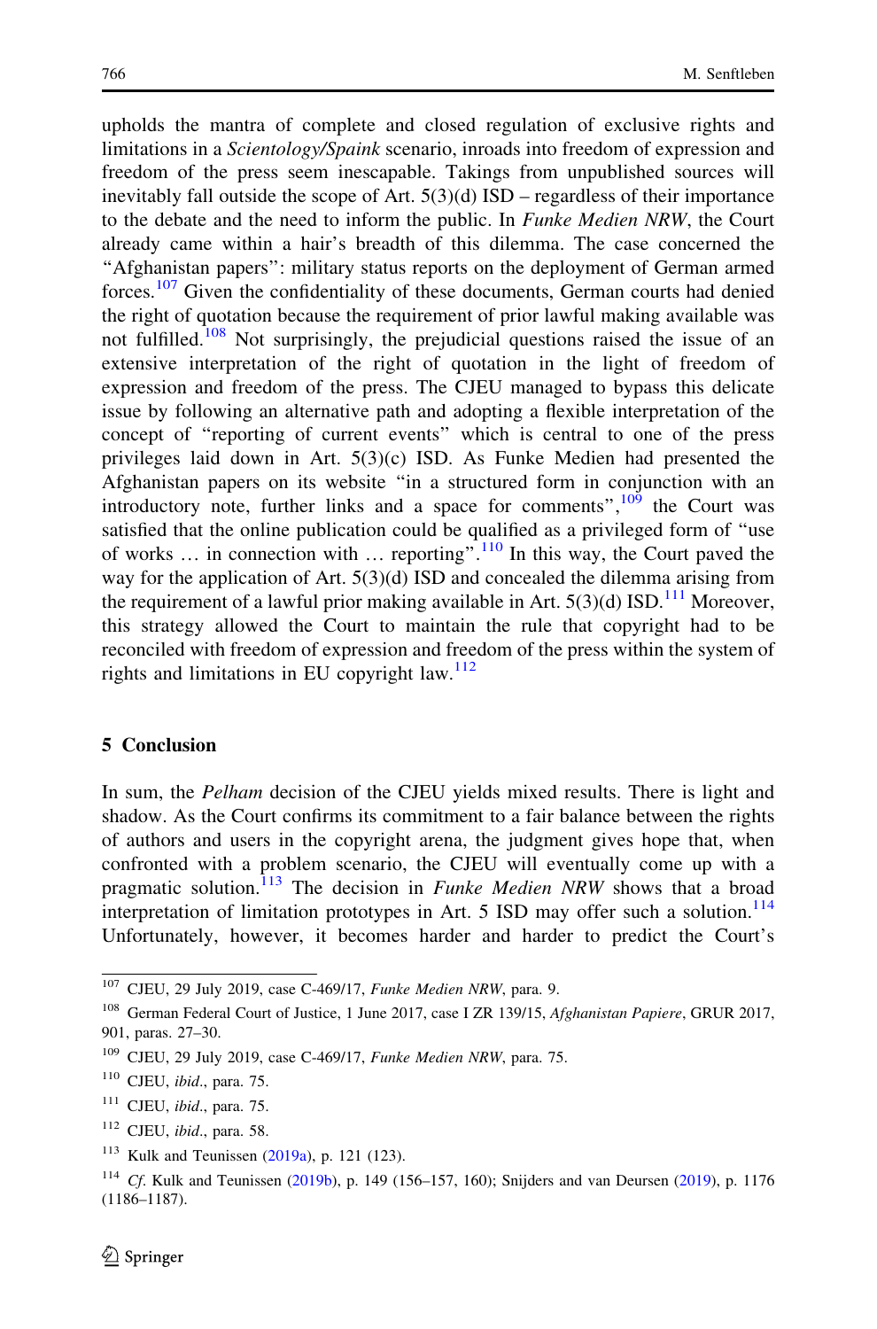upholds the mantra of complete and closed regulation of exclusive rights and limitations in a *Scientology/Spaink* scenario, inroads into freedom of expression and freedom of the press seem inescapable. Takings from unpublished sources will inevitably fall outside the scope of Art. 5(3)(d) ISD – regardless of their importance to the debate and the need to inform the public. In *Funke Medien NRW*, the Court already came within a hair's breadth of this dilemma. The case concerned the "Afghanistan papers": military status reports on the deployment of German armed forces.[107] Given the confidentiality of these documents, German courts had denied the right of quotation because the requirement of prior lawful making available was not fulfilled.[108] Not surprisingly, the prejudicial questions raised the issue of an extensive interpretation of the right of quotation in the light of freedom of expression and freedom of the press. The CJEU managed to bypass this delicate issue by following an alternative path and adopting a flexible interpretation of the concept of "reporting of current events" which is central to one of the press privileges laid down in Art. 5(3)(c) ISD. As Funke Medien had presented the Afghanistan papers on its website "in a structured form in conjunction with an introductory note, further links and a space for comments",[109] the Court was satisfied that the online publication could be qualified as a privileged form of "use of works … in connection with … reporting".[110] In this way, the Court paved the way for the application of Art. 5(3)(d) ISD and concealed the dilemma arising from the requirement of a lawful prior making available in Art. 5(3)(d) ISD.[111] Moreover, this strategy allowed the Court to maintain the rule that copyright had to be reconciled with freedom of expression and freedom of the press within the system of rights and limitations in EU copyright law.[112]

## 5 Conclusion

In sum, the *Pelham* decision of the CJEU yields mixed results. There is light and shadow. As the Court confirms its commitment to a fair balance between the rights of authors and users in the copyright arena, the judgment gives hope that, when confronted with a problem scenario, the CJEU will eventually come up with a pragmatic solution.[113] The decision in *Funke Medien NRW* shows that a broad interpretation of limitation prototypes in Art. 5 ISD may offer such a solution.[114] Unfortunately, however, it becomes harder and harder to predict the Court's

---

[107] CJEU, 29 July 2019, case C-469/17, *Funke Medien NRW*, para. 9.

[108] German Federal Court of Justice, 1 June 2017, case I ZR 139/15, *Afghanistan Papiere*, GRUR 2017, 901, paras. 27–30.

[109] CJEU, 29 July 2019, case C-469/17, *Funke Medien NRW*, para. 75.

[110] CJEU, *ibid*., para. 75.

[111] CJEU, *ibid*., para. 75.

[112] CJEU, *ibid*., para. 58.

[113] Kulk and Teunissen (2019a), p. 121 (123).

[114] *Cf.* Kulk and Teunissen (2019b), p. 149 (156–157, 160); Snijders and van Deursen (2019), p. 1176 (1186–1187).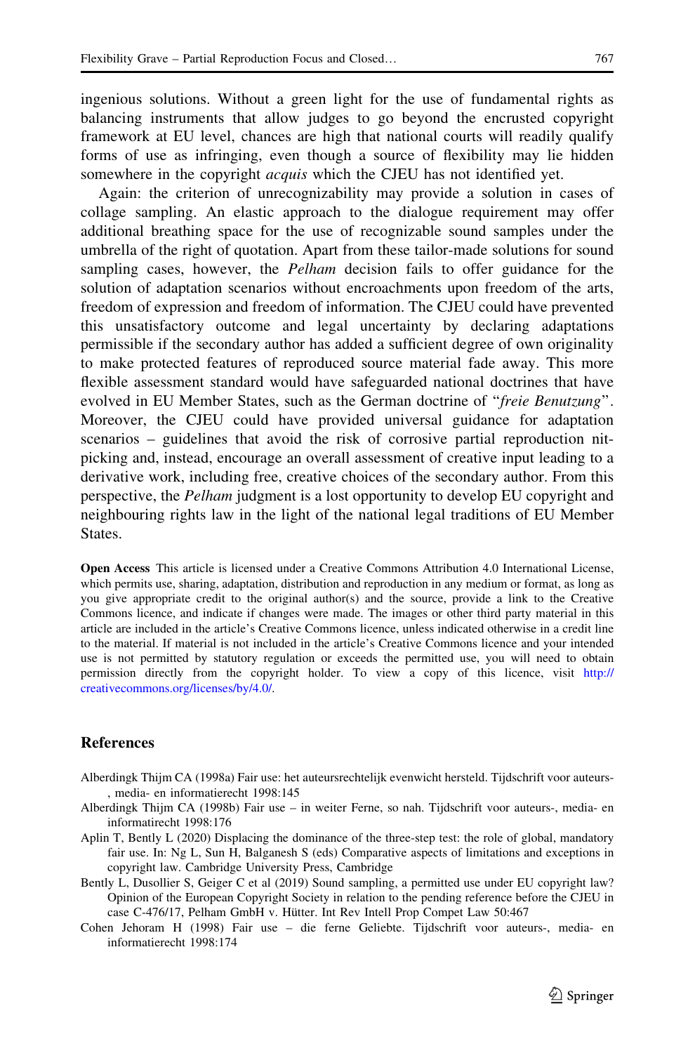ingenious solutions. Without a green light for the use of fundamental rights as balancing instruments that allow judges to go beyond the encrusted copyright framework at EU level, chances are high that national courts will readily qualify forms of use as infringing, even though a source of flexibility may lie hidden somewhere in the copyright *acquis* which the CJEU has not identified yet.

Again: the criterion of unrecognizability may provide a solution in cases of collage sampling. An elastic approach to the dialogue requirement may offer additional breathing space for the use of recognizable sound samples under the umbrella of the right of quotation. Apart from these tailor-made solutions for sound sampling cases, however, the *Pelham* decision fails to offer guidance for the solution of adaptation scenarios without encroachments upon freedom of the arts, freedom of expression and freedom of information. The CJEU could have prevented this unsatisfactory outcome and legal uncertainty by declaring adaptations permissible if the secondary author has added a sufficient degree of own originality to make protected features of reproduced source material fade away. This more flexible assessment standard would have safeguarded national doctrines that have evolved in EU Member States, such as the German doctrine of "*freie Benutzung*". Moreover, the CJEU could have provided universal guidance for adaptation scenarios – guidelines that avoid the risk of corrosive partial reproduction nit-picking and, instead, encourage an overall assessment of creative input leading to a derivative work, including free, creative choices of the secondary author. From this perspective, the *Pelham* judgment is a lost opportunity to develop EU copyright and neighbouring rights law in the light of the national legal traditions of EU Member States.

**Open Access** This article is licensed under a Creative Commons Attribution 4.0 International License, which permits use, sharing, adaptation, distribution and reproduction in any medium or format, as long as you give appropriate credit to the original author(s) and the source, provide a link to the Creative Commons licence, and indicate if changes were made. The images or other third party material in this article are included in the article's Creative Commons licence, unless indicated otherwise in a credit line to the material. If material is not included in the article's Creative Commons licence and your intended use is not permitted by statutory regulation or exceeds the permitted use, you will need to obtain permission directly from the copyright holder. To view a copy of this licence, visit http://creativecommons.org/licenses/by/4.0/.

## References

Alberdingk Thijm CA (1998a) Fair use: het auteursrechtelijk evenwicht hersteld. Tijdschrift voor auteurs-, media- en informatierecht 1998:145

Alberdingk Thijm CA (1998b) Fair use – in weiter Ferne, so nah. Tijdschrift voor auteurs-, media- en informatierecht 1998:176

Aplin T, Bently L (2020) Displacing the dominance of the three-step test: the role of global, mandatory fair use. In: Ng L, Sun H, Balganesh S (eds) Comparative aspects of limitations and exceptions in copyright law. Cambridge University Press, Cambridge

Bently L, Dusollier S, Geiger C et al (2019) Sound sampling, a permitted use under EU copyright law? Opinion of the European Copyright Society in relation to the pending reference before the CJEU in case C-476/17, Pelham GmbH v. Hütter. Int Rev Intell Prop Compet Law 50:467

Cohen Jehoram H (1998) Fair use – die ferne Geliebte. Tijdschrift voor auteurs-, media- en informatierecht 1998:174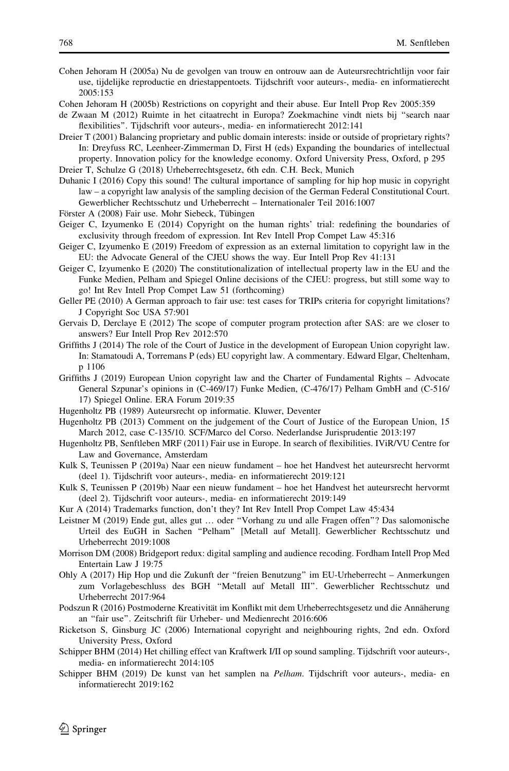Cohen Jehoram H (2005a) Nu de gevolgen van trouw en ontrouw aan de Auteursrechtrichtlijn voor fair use, tijdelijke reproductie en driestappentoets. Tijdschrift voor auteurs-, media- en informatierecht 2005:153

Cohen Jehoram H (2005b) Restrictions on copyright and their abuse. Eur Intell Prop Rev 2005:359

de Zwaan M (2012) Ruimte in het citaatrecht in Europa? Zoekmachine vindt niets bij "search naar flexibilities". Tijdschrift voor auteurs-, media- en informatierecht 2012:141

Dreier T (2001) Balancing proprietary and public domain interests: inside or outside of proprietary rights? In: Dreyfuss RC, Leenheer-Zimmerman D, First H (eds) Expanding the boundaries of intellectual property. Innovation policy for the knowledge economy. Oxford University Press, Oxford, p 295

Dreier T, Schulze G (2018) Urheberrechtsgesetz, 6th edn. C.H. Beck, Munich

Duhanic I (2016) Copy this sound! The cultural importance of sampling for hip hop music in copyright law – a copyright law analysis of the sampling decision of the German Federal Constitutional Court. Gewerblicher Rechtsschutz und Urheberrecht – Internationaler Teil 2016:1007

Förster A (2008) Fair use. Mohr Siebeck, Tübingen

Geiger C, Izyumenko E (2014) Copyright on the human rights' trial: redefining the boundaries of exclusivity through freedom of expression. Int Rev Intell Prop Compet Law 45:316

Geiger C, Izyumenko E (2019) Freedom of expression as an external limitation to copyright law in the EU: the Advocate General of the CJEU shows the way. Eur Intell Prop Rev 41:131

Geiger C, Izyumenko E (2020) The constitutionalization of intellectual property law in the EU and the Funke Medien, Pelham and Spiegel Online decisions of the CJEU: progress, but still some way to go! Int Rev Intell Prop Compet Law 51 (forthcoming)

Geller PE (2010) A German approach to fair use: test cases for TRIPs criteria for copyright limitations? J Copyright Soc USA 57:901

Gervais D, Derclaye E (2012) The scope of computer program protection after SAS: are we closer to answers? Eur Intell Prop Rev 2012:570

Griffiths J (2014) The role of the Court of Justice in the development of European Union copyright law. In: Stamatoudi A, Torremans P (eds) EU copyright law. A commentary. Edward Elgar, Cheltenham, p 1106

Griffiths J (2019) European Union copyright law and the Charter of Fundamental Rights – Advocate General Szpunar's opinions in (C-469/17) Funke Medien, (C-476/17) Pelham GmbH and (C-516/17) Spiegel Online. ERA Forum 2019:35

Hugenholtz PB (1989) Auteursrecht op informatie. Kluwer, Deventer

Hugenholtz PB (2013) Comment on the judgement of the Court of Justice of the European Union, 15 March 2012, case C-135/10. SCF/Marco del Corso. Nederlandse Jurisprudentie 2013:197

Hugenholtz PB, Senftleben MRF (2011) Fair use in Europe. In search of flexibilities. IViR/VU Centre for Law and Governance, Amsterdam

Kulk S, Teunissen P (2019a) Naar een nieuw fundament – hoe het Handvest het auteursrecht hervormt (deel 1). Tijdschrift voor auteurs-, media- en informatierecht 2019:121

Kulk S, Teunissen P (2019b) Naar een nieuw fundament – hoe het Handvest het auteursrecht hervormt (deel 2). Tijdschrift voor auteurs-, media- en informatierecht 2019:149

Kur A (2014) Trademarks function, don't they? Int Rev Intell Prop Compet Law 45:434

Leistner M (2019) Ende gut, alles gut … oder "Vorhang zu und alle Fragen offen"? Das salomonische Urteil des EuGH in Sachen "Pelham" [Metall auf Metall]. Gewerblicher Rechtsschutz und Urheberrecht 2019:1008

Morrison DM (2008) Bridgeport redux: digital sampling and audience recoding. Fordham Intell Prop Med Entertain Law J 19:75

Ohly A (2017) Hip Hop und die Zukunft der "freien Benutzung" im EU-Urheberrecht – Anmerkungen zum Vorlagebeschluss des BGH "Metall auf Metall III". Gewerblicher Rechtsschutz und Urheberrecht 2017:964

Podszun R (2016) Postmoderne Kreativität im Konflikt mit dem Urheberrechtsgesetz und die Annäherung an "fair use". Zeitschrift für Urheber- und Medienrecht 2016:606

Ricketson S, Ginsburg JC (2006) International copyright and neighbouring rights, 2nd edn. Oxford University Press, Oxford

Schipper BHM (2014) Het chilling effect van Kraftwerk I/II op sound sampling. Tijdschrift voor auteurs-, media- en informatierecht 2014:105

Schipper BHM (2019) De kunst van het samplen na *Pelham*. Tijdschrift voor auteurs-, media- en informatierecht 2019:162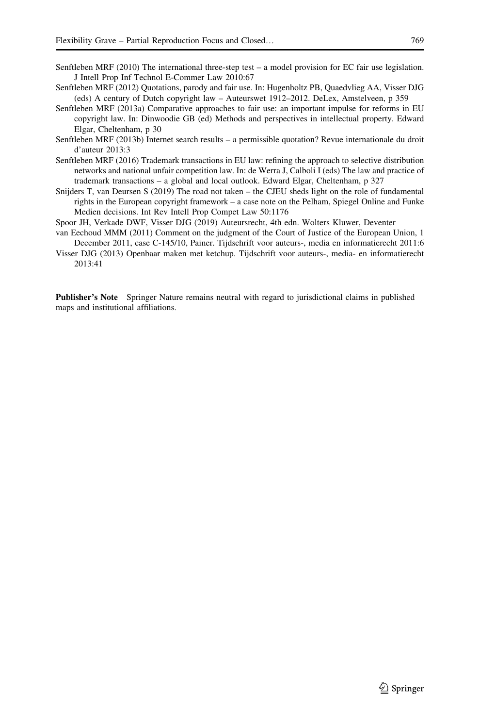Senftleben MRF (2010) The international three-step test – a model provision for EC fair use legislation. J Intell Prop Inf Technol E-Commer Law 2010:67

Senftleben MRF (2012) Quotations, parody and fair use. In: Hugenholtz PB, Quaedvlieg AA, Visser DJG (eds) A century of Dutch copyright law – Auteurswet 1912–2012. DeLex, Amstelveen, p 359

Senftleben MRF (2013a) Comparative approaches to fair use: an important impulse for reforms in EU copyright law. In: Dinwoodie GB (ed) Methods and perspectives in intellectual property. Edward Elgar, Cheltenham, p 30

Senftleben MRF (2013b) Internet search results – a permissible quotation? Revue internationale du droit d'auteur 2013:3

Senftleben MRF (2016) Trademark transactions in EU law: refining the approach to selective distribution networks and national unfair competition law. In: de Werra J, Calboli I (eds) The law and practice of trademark transactions – a global and local outlook. Edward Elgar, Cheltenham, p 327

Snijders T, van Deursen S (2019) The road not taken – the CJEU sheds light on the role of fundamental rights in the European copyright framework – a case note on the Pelham, Spiegel Online and Funke Medien decisions. Int Rev Intell Prop Compet Law 50:1176

Spoor JH, Verkade DWF, Visser DJG (2019) Auteursrecht, 4th edn. Wolters Kluwer, Deventer

van Eechoud MMM (2011) Comment on the judgment of the Court of Justice of the European Union, 1 December 2011, case C-145/10, Painer. Tijdschrift voor auteurs-, media en informatierecht 2011:6

Visser DJG (2013) Openbaar maken met ketchup. Tijdschrift voor auteurs-, media- en informatierecht 2013:41

**Publisher's Note** Springer Nature remains neutral with regard to jurisdictional claims in published maps and institutional affiliations.